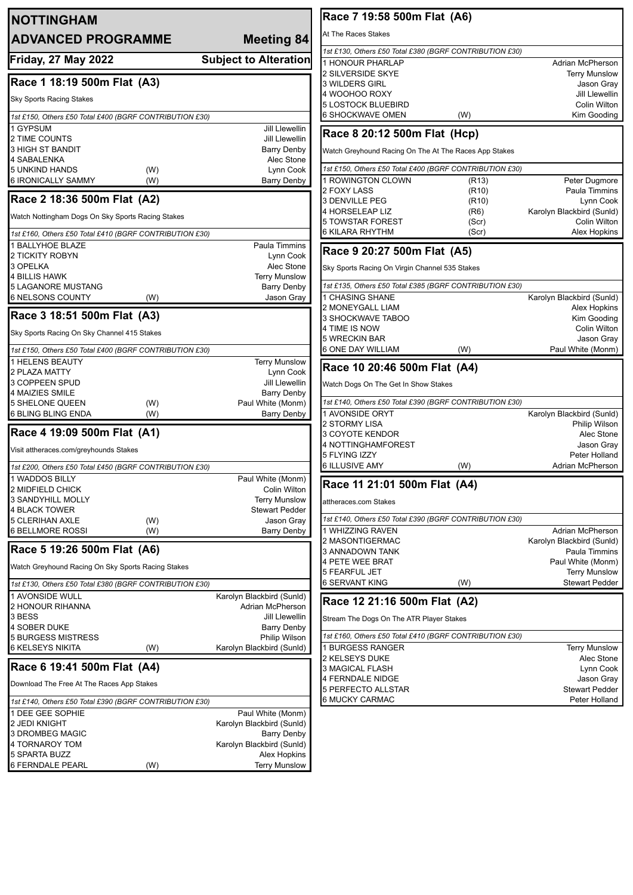# NOTTINGHAM

## ADVANCED PROGRAMME — Meeting 84

**Friday, 27 May 2022** — **Subject to Alteration**

### Race 1 18:19 500m Flat (A3)

Sky Sports Racing Stakes

*1st £150, Others £50 Total £400 (BGRF CONTRIBUTION £30)*

| | | |
|---|---|---|
| 1 GYPSUM | | Jill Llewellin |
| 2 TIME COUNTS | | Jill Llewellin |
| 3 HIGH ST BANDIT | | Barry Denby |
| 4 SABALENKA | | Alec Stone |
| 5 UNKIND HANDS | (W) | Lynn Cook |
| 6 IRONICALLY SAMMY | (W) | Barry Denby |

### Race 2 18:36 500m Flat (A2)

Watch Nottingham Dogs On Sky Sports Racing Stakes

*1st £160, Others £50 Total £410 (BGRF CONTRIBUTION £30)*

| | | |
|---|---|---|
| 1 BALLYHOE BLAZE | | Paula Timmins |
| 2 TICKITY ROBYN | | Lynn Cook |
| 3 OPELKA | | Alec Stone |
| 4 BILLIS HAWK | | Terry Munslow |
| 5 LAGANORE MUSTANG | | Barry Denby |
| 6 NELSONS COUNTY | (W) | Jason Gray |

### Race 3 18:51 500m Flat (A3)

Sky Sports Racing On Sky Channel 415 Stakes

*1st £150, Others £50 Total £400 (BGRF CONTRIBUTION £30)*

| | | |
|---|---|---|
| 1 HELENS BEAUTY | | Terry Munslow |
| 2 PLAZA MATTY | | Lynn Cook |
| 3 COPPEEN SPUD | | Jill Llewellin |
| 4 MAIZIES SMILE | | Barry Denby |
| 5 SHELONE QUEEN | (W) | Paul White (Monm) |
| 6 BLING BLING ENDA | (W) | Barry Denby |

### Race 4 19:09 500m Flat (A1)

Visit attheraces.com/greyhounds Stakes

*1st £200, Others £50 Total £450 (BGRF CONTRIBUTION £30)*

| | | |
|---|---|---|
| 1 WADDOS BILLY | | Paul White (Monm) |
| 2 MIDFIELD CHICK | | Colin Wilton |
| 3 SANDYHILL MOLLY | | Terry Munslow |
| 4 BLACK TOWER | | Stewart Pedder |
| 5 CLERIHAN AXLE | (W) | Jason Gray |
| 6 BELLMORE ROSSI | (W) | Barry Denby |

### Race 5 19:26 500m Flat (A6)

Watch Greyhound Racing On Sky Sports Racing Stakes

*1st £130, Others £50 Total £380 (BGRF CONTRIBUTION £30)*

| | | |
|---|---|---|
| 1 AVONSIDE WULL | | Karolyn Blackbird (Sunld) |
| 2 HONOUR RIHANNA | | Adrian McPherson |
| 3 BESS | | Jill Llewellin |
| 4 SOBER DUKE | | Barry Denby |
| 5 BURGESS MISTRESS | | Philip Wilson |
| 6 KELSEYS NIKITA | (W) | Karolyn Blackbird (Sunld) |

### Race 6 19:41 500m Flat (A4)

Download The Free At The Races App Stakes

*1st £140, Others £50 Total £390 (BGRF CONTRIBUTION £30)*

| | | |
|---|---|---|
| 1 DEE GEE SOPHIE | | Paul White (Monm) |
| 2 JEDI KNIGHT | | Karolyn Blackbird (Sunld) |
| 3 DROMBEG MAGIC | | Barry Denby |
| 4 TORNAROY TOM | | Karolyn Blackbird (Sunld) |
| 5 SPARTA BUZZ | | Alex Hopkins |
| 6 FERNDALE PEARL | (W) | Terry Munslow |

### Race 7 19:58 500m Flat (A6)

At The Races Stakes

*1st £130, Others £50 Total £380 (BGRF CONTRIBUTION £30)*

| | | |
|---|---|---|
| 1 HONOUR PHARLAP | | Adrian McPherson |
| 2 SILVERSIDE SKYE | | Terry Munslow |
| 3 WILDERS GIRL | | Jason Gray |
| 4 WOOHOO ROXY | | Jill Llewellin |
| 5 LOSTOCK BLUEBIRD | | Colin Wilton |
| 6 SHOCKWAVE OMEN | (W) | Kim Gooding |

### Race 8 20:12 500m Flat (Hcp)

Watch Greyhound Racing On The At The Races App Stakes

*1st £150, Others £50 Total £400 (BGRF CONTRIBUTION £30)*

| | | |
|---|---|---|
| 1 ROWINGTON CLOWN | (R13) | Peter Dugmore |
| 2 FOXY LASS | (R10) | Paula Timmins |
| 3 DENVILLE PEG | (R10) | Lynn Cook |
| 4 HORSELEAP LIZ | (R6) | Karolyn Blackbird (Sunld) |
| 5 TOWSTAR FOREST | (Scr) | Colin Wilton |
| 6 KILARA RHYTHM | (Scr) | Alex Hopkins |

### Race 9 20:27 500m Flat (A5)

Sky Sports Racing On Virgin Channel 535 Stakes

*1st £135, Others £50 Total £385 (BGRF CONTRIBUTION £30)*

| | | |
|---|---|---|
| 1 CHASING SHANE | | Karolyn Blackbird (Sunld) |
| 2 MONEYGALL LIAM | | Alex Hopkins |
| 3 SHOCKWAVE TABOO | | Kim Gooding |
| 4 TIME IS NOW | | Colin Wilton |
| 5 WRECKIN BAR | | Jason Gray |
| 6 ONE DAY WILLIAM | (W) | Paul White (Monm) |

### Race 10 20:46 500m Flat (A4)

Watch Dogs On The Get In Show Stakes

*1st £140, Others £50 Total £390 (BGRF CONTRIBUTION £30)*

| | | |
|---|---|---|
| 1 AVONSIDE ORYT | | Karolyn Blackbird (Sunld) |
| 2 STORMY LISA | | Philip Wilson |
| 3 COYOTE KENDOR | | Alec Stone |
| 4 NOTTINGHAMFOREST | | Jason Gray |
| 5 FLYING IZZY | | Peter Holland |
| 6 ILLUSIVE AMY | (W) | Adrian McPherson |

### Race 11 21:01 500m Flat (A4)

attheraces.com Stakes

*1st £140, Others £50 Total £390 (BGRF CONTRIBUTION £30)*

| | | |
|---|---|---|
| 1 WHIZZING RAVEN | | Adrian McPherson |
| 2 MASONTIGERMAC | | Karolyn Blackbird (Sunld) |
| 3 ANNADOWN TANK | | Paula Timmins |
| 4 PETE WEE BRAT | | Paul White (Monm) |
| 5 FEARFUL JET | | Terry Munslow |
| 6 SERVANT KING | (W) | Stewart Pedder |

### Race 12 21:16 500m Flat (A2)

Stream The Dogs On The ATR Player Stakes

*1st £160, Others £50 Total £410 (BGRF CONTRIBUTION £30)*

| | | |
|---|---|---|
| 1 BURGESS RANGER | | Terry Munslow |
| 2 KELSEYS DUKE | | Alec Stone |
| 3 MAGICAL FLASH | | Lynn Cook |
| 4 FERNDALE NIDGE | | Jason Gray |
| 5 PERFECTO ALLSTAR | | Stewart Pedder |
| 6 MUCKY CARMAC | | Peter Holland |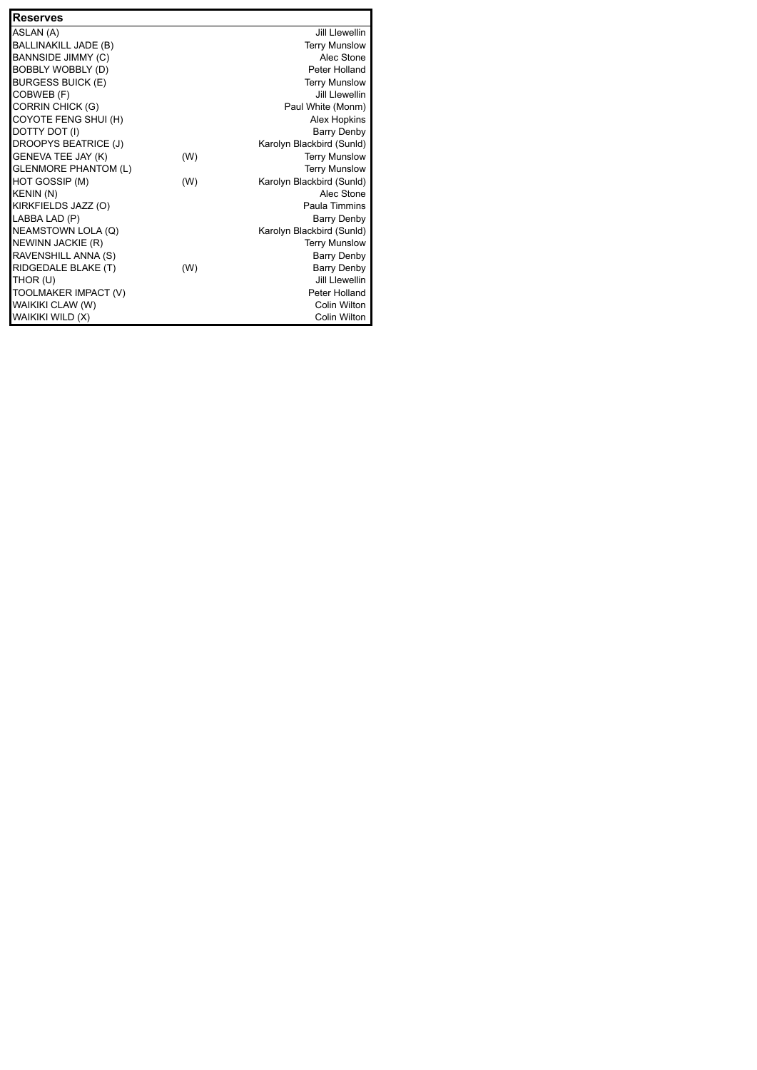| Reserves | | |
|---|---|---|
| ASLAN (A) | | Jill Llewellin |
| BALLINAKILL JADE (B) | | Terry Munslow |
| BANNSIDE JIMMY (C) | | Alec Stone |
| BOBBLY WOBBLY (D) | | Peter Holland |
| BURGESS BUICK (E) | | Terry Munslow |
| COBWEB (F) | | Jill Llewellin |
| CORRIN CHICK (G) | | Paul White (Monm) |
| COYOTE FENG SHUI (H) | | Alex Hopkins |
| DOTTY DOT (I) | | Barry Denby |
| DROOPYS BEATRICE (J) | | Karolyn Blackbird (Sunld) |
| GENEVA TEE JAY (K) | (W) | Terry Munslow |
| GLENMORE PHANTOM (L) | | Terry Munslow |
| HOT GOSSIP (M) | (W) | Karolyn Blackbird (Sunld) |
| KENIN (N) | | Alec Stone |
| KIRKFIELDS JAZZ (O) | | Paula Timmins |
| LABBA LAD (P) | | Barry Denby |
| NEAMSTOWN LOLA (Q) | | Karolyn Blackbird (Sunld) |
| NEWINN JACKIE (R) | | Terry Munslow |
| RAVENSHILL ANNA (S) | | Barry Denby |
| RIDGEDALE BLAKE (T) | (W) | Barry Denby |
| THOR (U) | | Jill Llewellin |
| TOOLMAKER IMPACT (V) | | Peter Holland |
| WAIKIKI CLAW (W) | | Colin Wilton |
| WAIKIKI WILD (X) | | Colin Wilton |